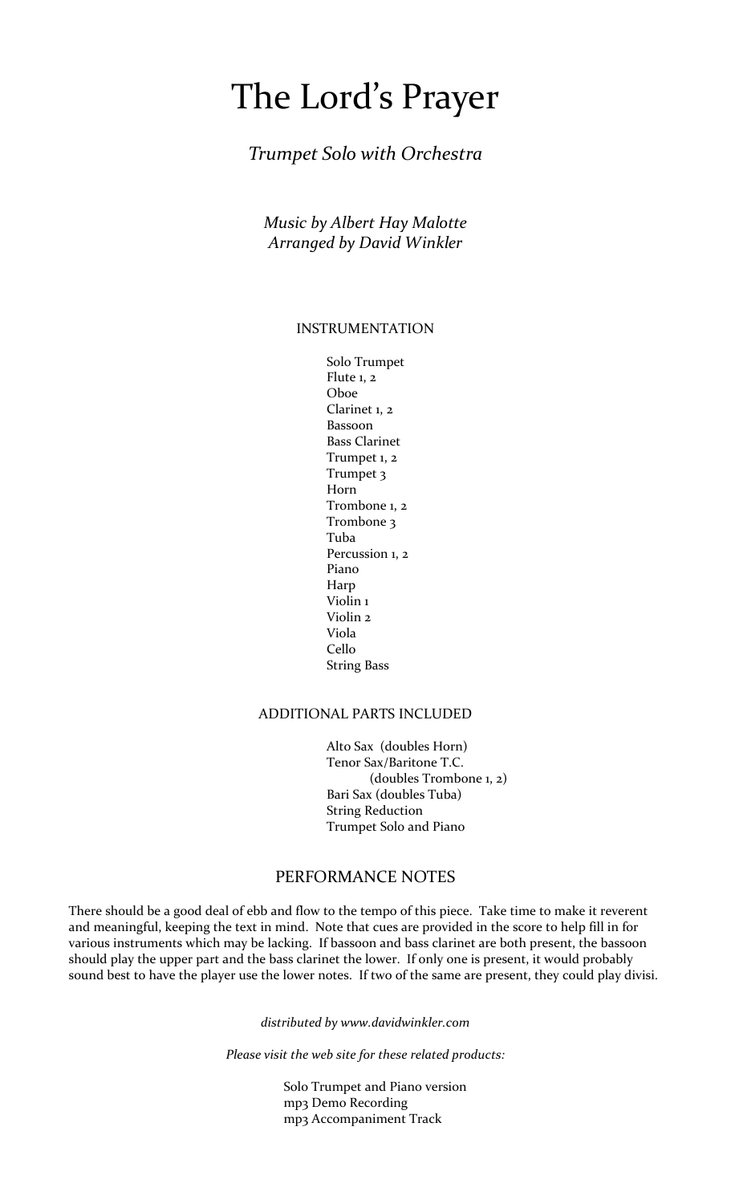# The Lord's Prayer

*Trumpet Solo with Orchestra*

*Music by Albert Hay Malotte*
*Arranged by David Winkler*

## INSTRUMENTATION

- Solo Trumpet
- Flute 1, 2
- Oboe
- Clarinet 1, 2
- Bassoon
- Bass Clarinet
- Trumpet 1, 2
- Trumpet 3
- Horn
- Trombone 1, 2
- Trombone 3
- Tuba
- Percussion 1, 2
- Piano
- Harp
- Violin 1
- Violin 2
- Viola
- Cello
- String Bass

## ADDITIONAL PARTS INCLUDED

- Alto Sax (doubles Horn)
- Tenor Sax/Baritone T.C. (doubles Trombone 1, 2)
- Bari Sax (doubles Tuba)
- String Reduction
- Trumpet Solo and Piano

## PERFORMANCE NOTES

There should be a good deal of ebb and flow to the tempo of this piece. Take time to make it reverent and meaningful, keeping the text in mind. Note that cues are provided in the score to help fill in for various instruments which may be lacking. If bassoon and bass clarinet are both present, the bassoon should play the upper part and the bass clarinet the lower. If only one is present, it would probably sound best to have the player use the lower notes. If two of the same are present, they could play divisi.

*distributed by www.davidwinkler.com*

*Please visit the web site for these related products:*

- Solo Trumpet and Piano version
- mp3 Demo Recording
- mp3 Accompaniment Track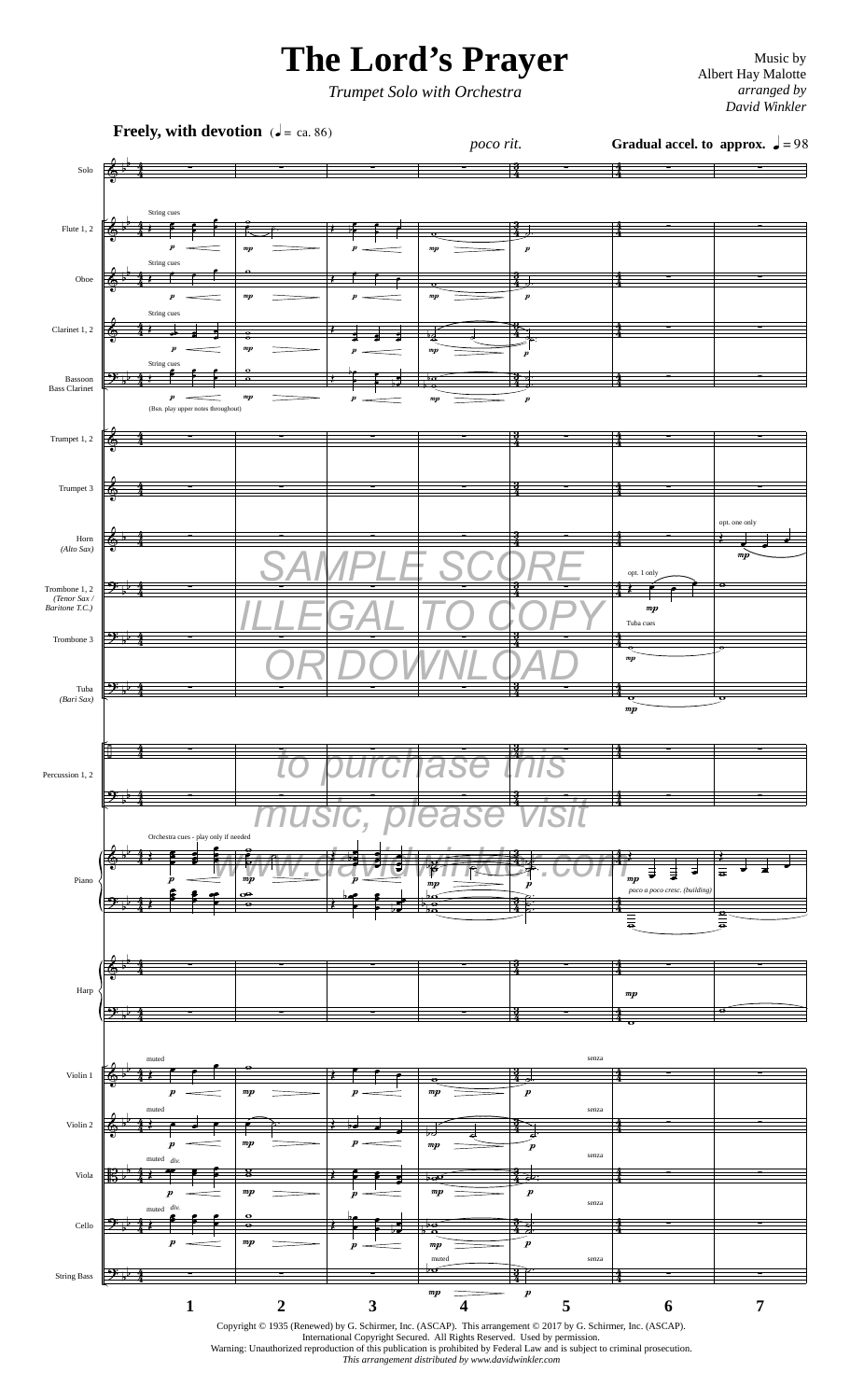# The Lord's Prayer

*Trumpet Solo with Orchestra*

Music by
Albert Hay Malotte
*arranged by*
*David Winkler*

SAMPLE SCORE
ILLEGAL TO COPY
OR DOWNLOAD
to purchase this
music, please visit
www.davidwinkler.com

Copyright © 1935 (Renewed) by G. Schirmer, Inc. (ASCAP). This arrangement © 2017 by G. Schirmer, Inc. (ASCAP).
International Copyright Secured. All Rights Reserved. Used by permission.
Warning: Unauthorized reproduction of this publication is prohibited by Federal Law and is subject to criminal prosecution.
*This arrangement distributed by www.davidwinkler.com*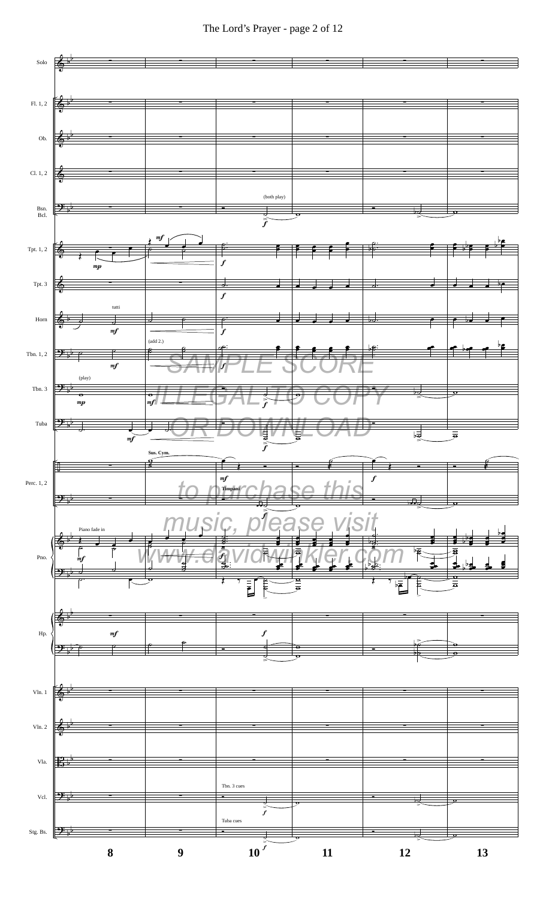SAMPLE SCORE

ILLEGAL TO COPY

OR DOWNLOAD

to purchase this

music, please visit

www.davidwinkler.com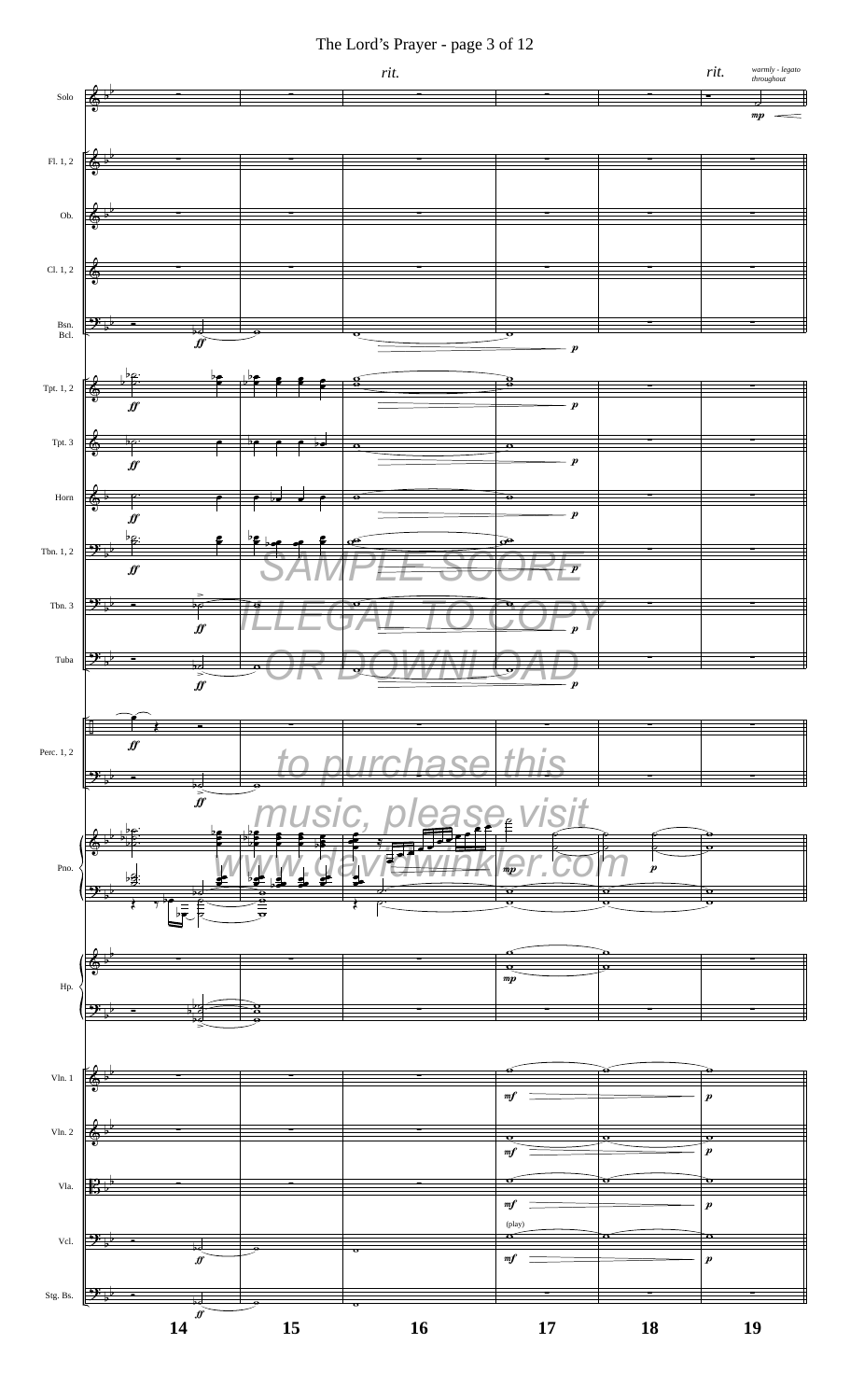The Lord's Prayer - page 3 of 12

SAMPLE SCORE

ILLEGAL TO COPY

OR DOWNLOAD

to purchase this

music, please visit

www.davidwinkler.com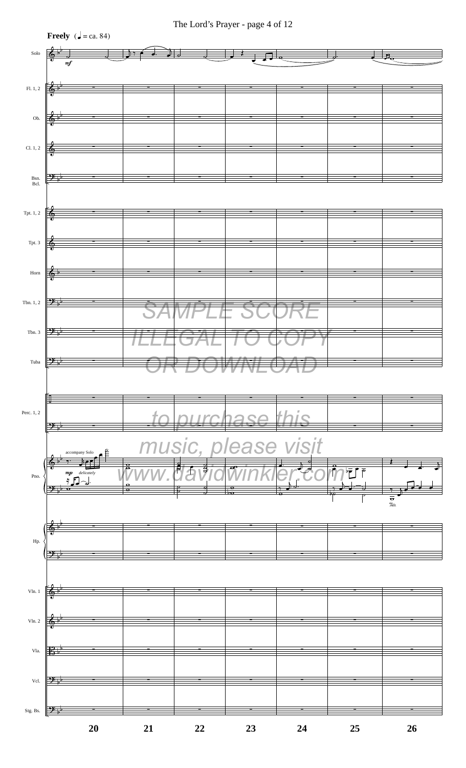**Freely** (♩ = ca. 84)

SAMPLE SCORE
ILLEGAL TO COPY
OR DOWNLOAD

to purchase this
music, please visit
www.davidwinkler.com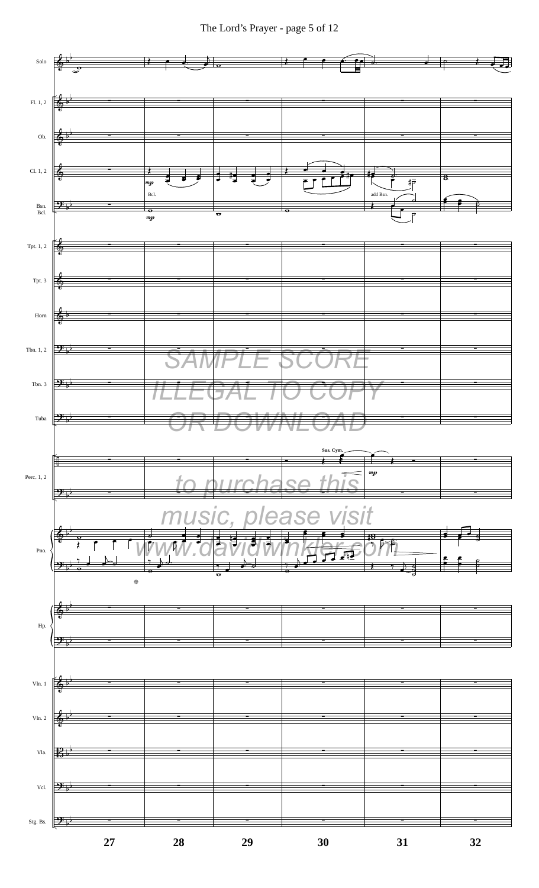SAMPLE SCORE
ILLEGAL TO COPY
OR DOWNLOAD

to purchase this
music, please visit
www.davidwinkler.com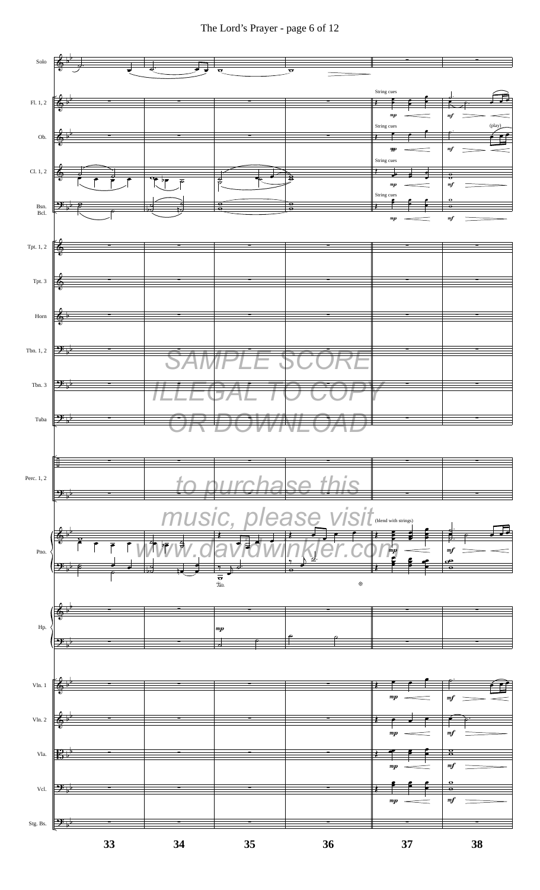SAMPLE SCORE

ILLEGAL TO COPY

OR DOWNLOAD

to purchase this

music, please visit

www.davidwinkler.com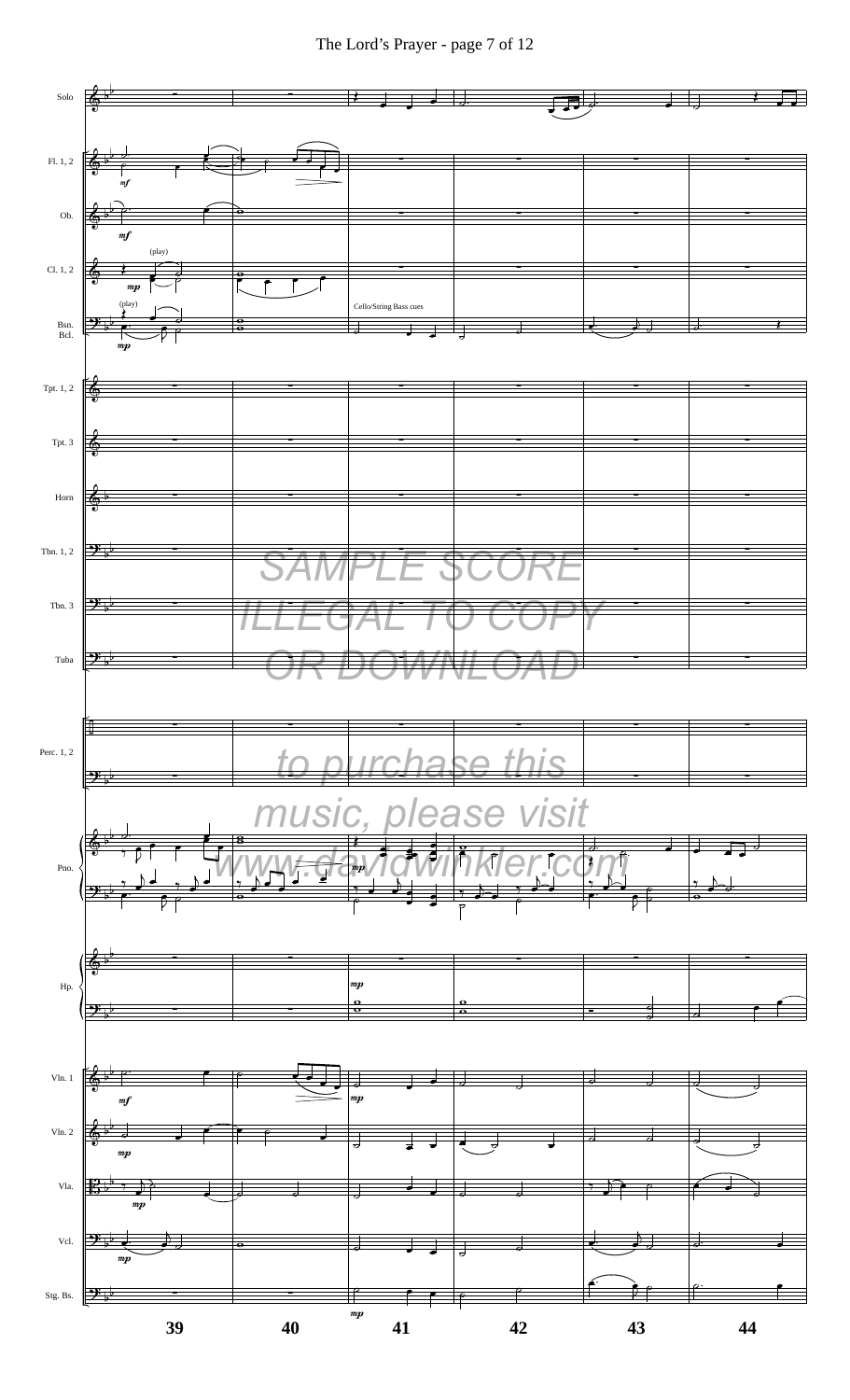SAMPLE SCORE ILLEGAL TO COPY OR DOWNLOAD

to purchase this music, please visit www.davidwinkler.com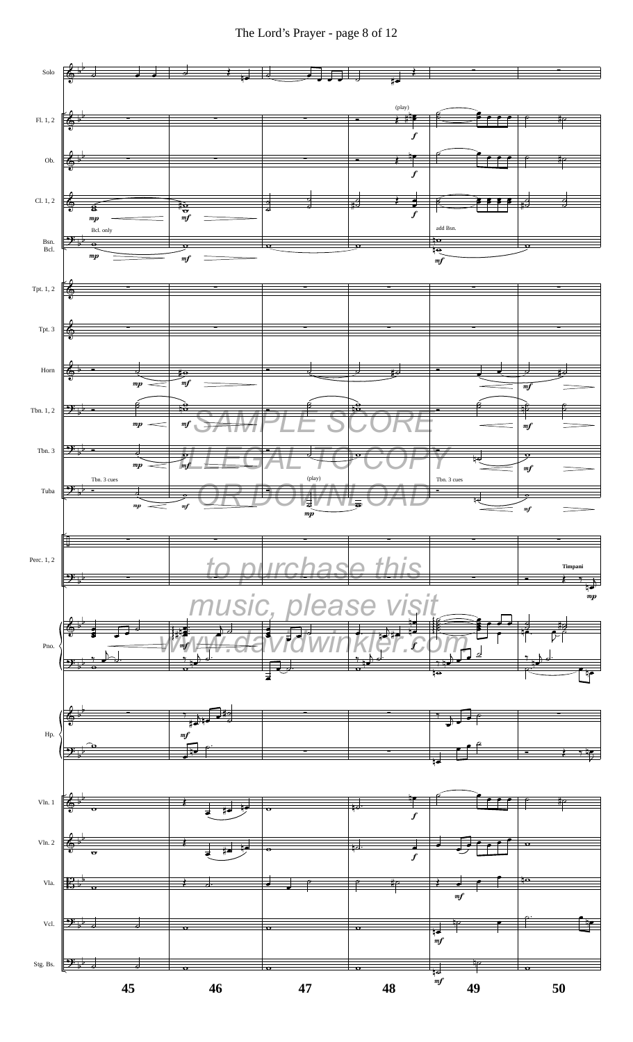The Lord's Prayer - page 8 of 12

SAMPLE SCORE

ILLEGAL TO COPY

OR DOWNLOAD

to purchase this

music, please visit

www.davidwinkler.com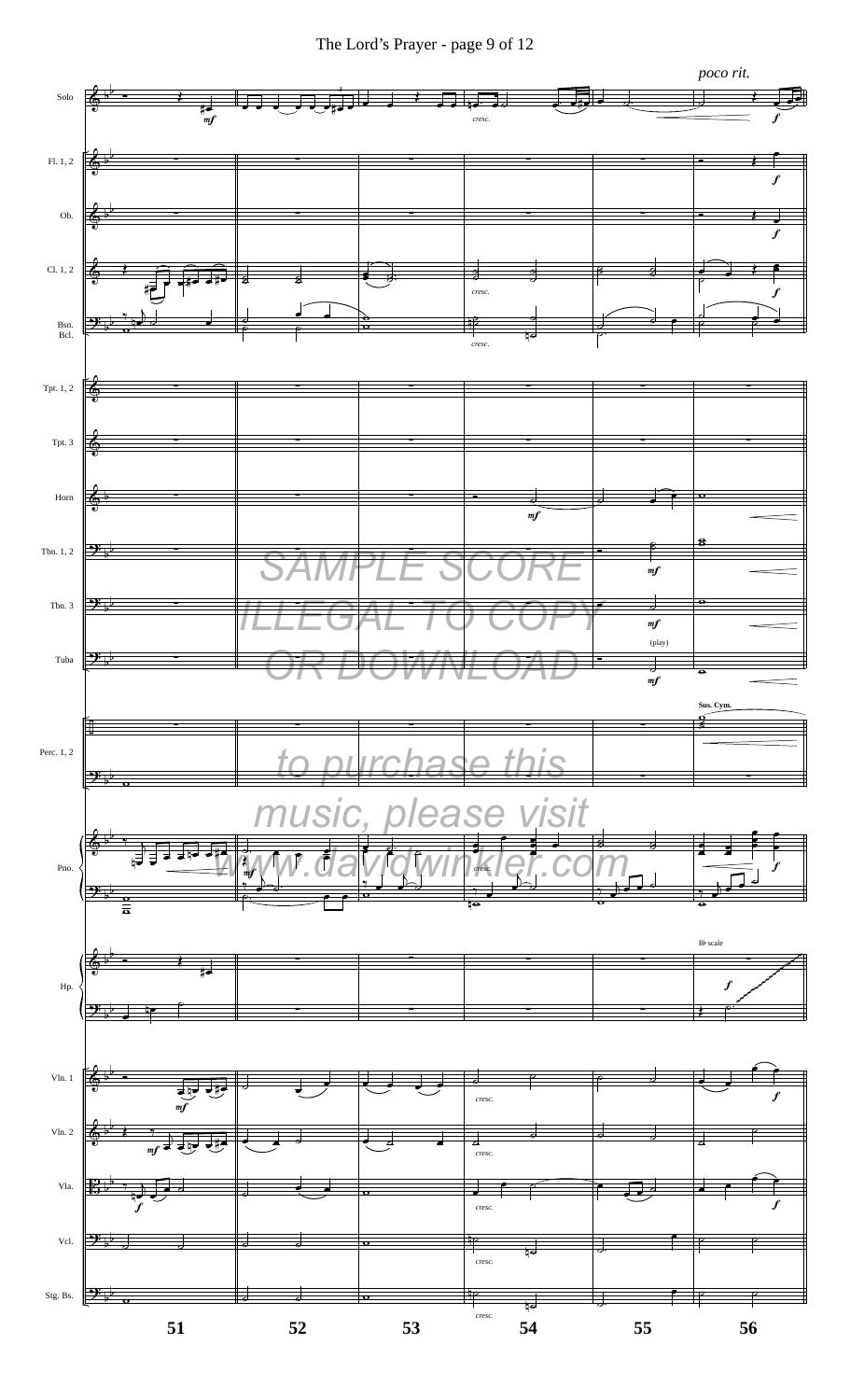SAMPLE SCORE

ILLEGAL TO COPY

OR DOWNLOAD

to purchase this

music, please visit

www.davidwinkler.com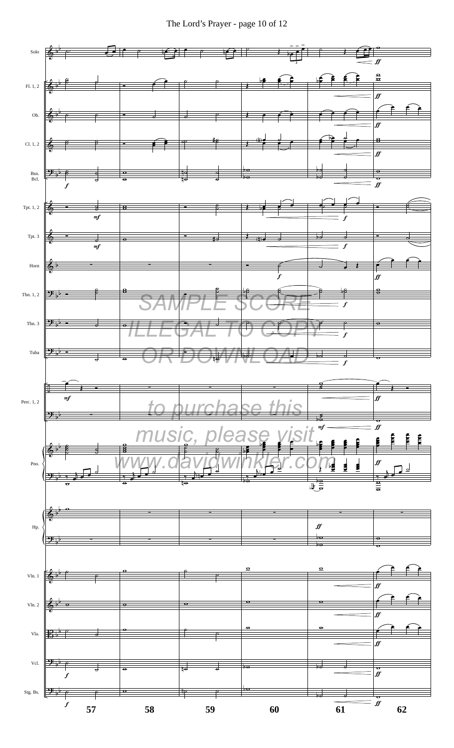SAMPLE SCORE
ILLEGAL TO COPY
OR DOWNLOAD

to purchase this
music, please visit
www.davidwinkler.com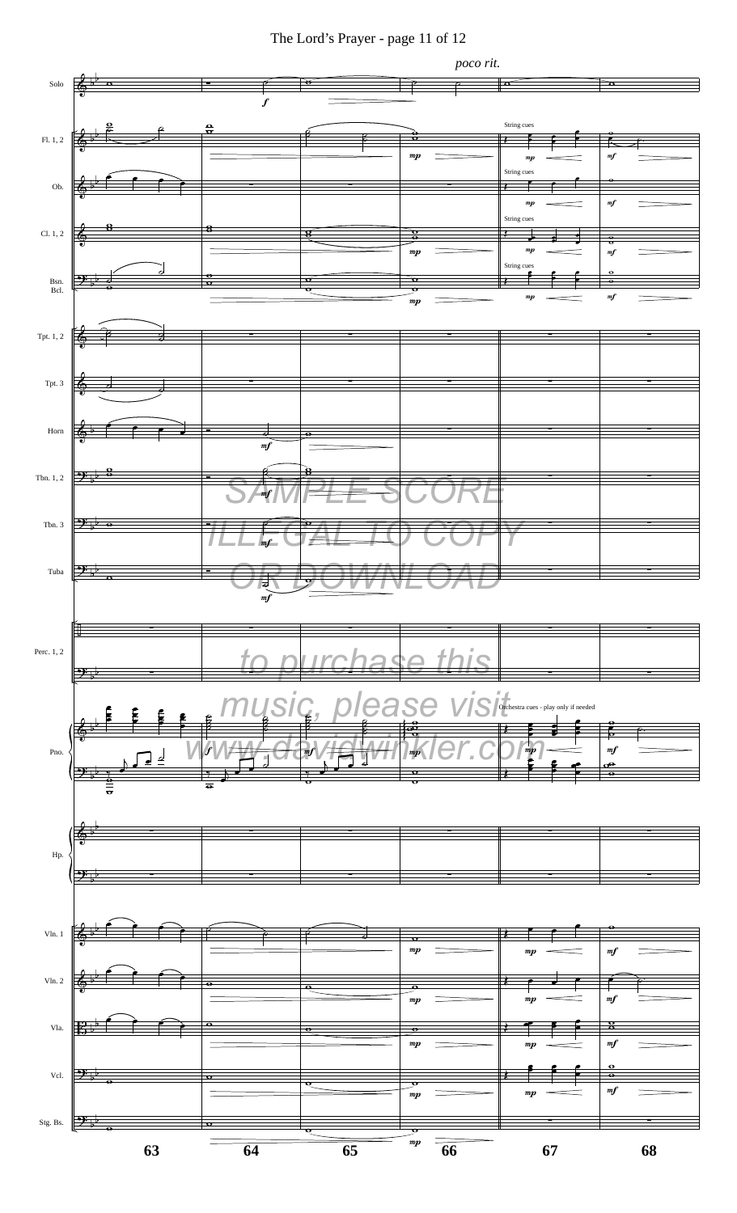*poco rit.*

SAMPLE SCORE

ILLEGAL TO COPY

OR DOWNLOAD

to purchase this

music, please visit

www.davidwinkler.com

String cues

Orchestra cues - play only if needed

Solo, Fl. 1, 2, Ob., Cl. 1, 2, Bsn. Bcl., Tpt. 1, 2, Tpt. 3, Horn, Tbn. 1, 2, Tbn. 3, Tuba, Perc. 1, 2, Pno., Hp., Vln. 1, Vln. 2, Vla., Vcl., Stg. Bs.

63 64 65 66 67 68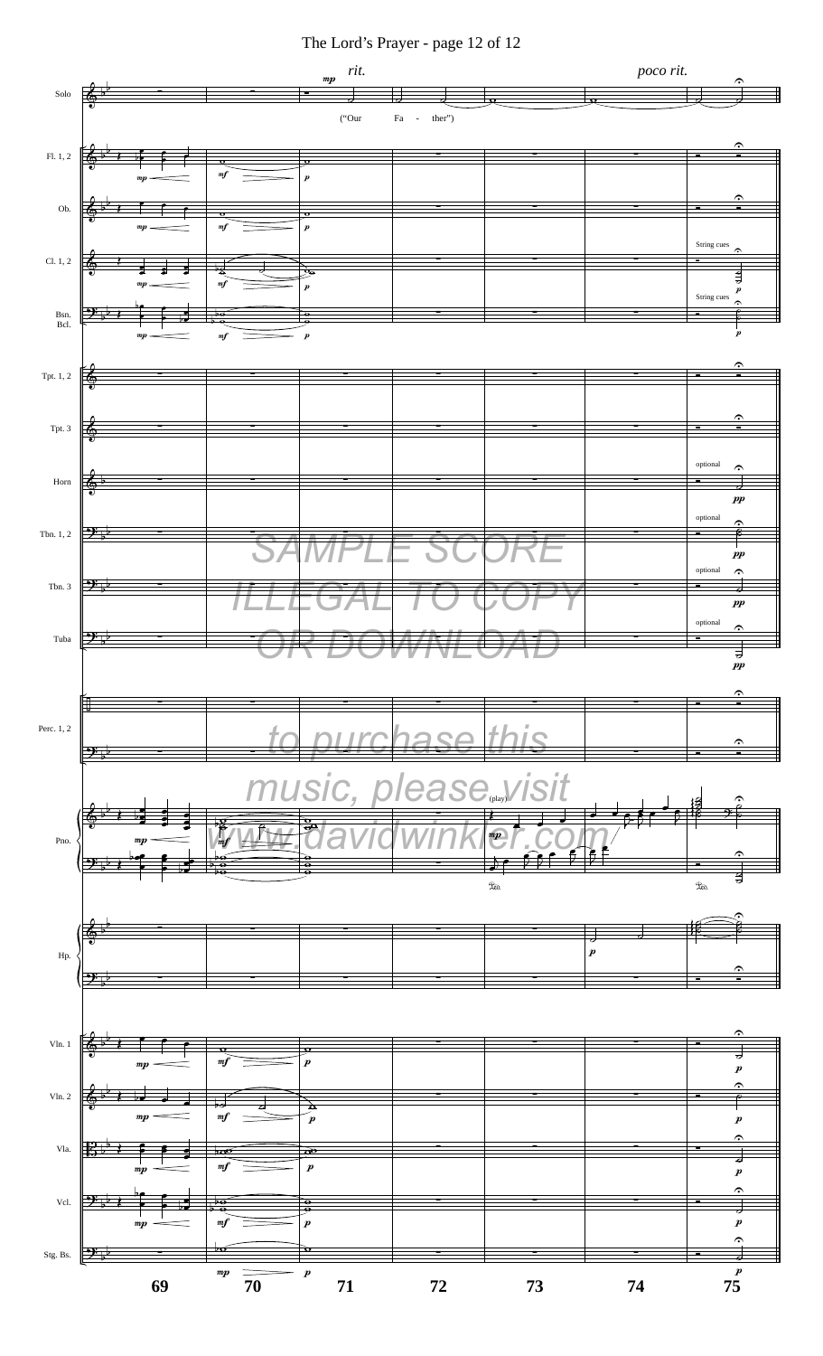SAMPLE SCORE

ILLEGAL TO COPY

OR DOWNLOAD

to purchase this

music, please visit

www.davidwinkler.com